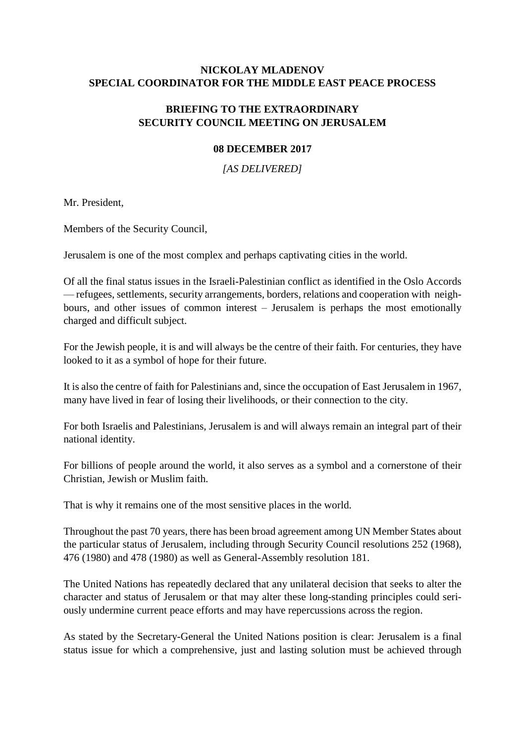**NICKOLAY MLADENOV**
**SPECIAL COORDINATOR FOR THE MIDDLE EAST PEACE PROCESS**

**BRIEFING TO THE EXTRAORDINARY SECURITY COUNCIL MEETING ON JERUSALEM**

**08 DECEMBER 2017**

*[AS DELIVERED]*

Mr. President,

Members of the Security Council,

Jerusalem is one of the most complex and perhaps captivating cities in the world.

Of all the final status issues in the Israeli-Palestinian conflict as identified in the Oslo Accords — refugees, settlements, security arrangements, borders, relations and cooperation with neighbours, and other issues of common interest – Jerusalem is perhaps the most emotionally charged and difficult subject.

For the Jewish people, it is and will always be the centre of their faith. For centuries, they have looked to it as a symbol of hope for their future.

It is also the centre of faith for Palestinians and, since the occupation of East Jerusalem in 1967, many have lived in fear of losing their livelihoods, or their connection to the city.

For both Israelis and Palestinians, Jerusalem is and will always remain an integral part of their national identity.

For billions of people around the world, it also serves as a symbol and a cornerstone of their Christian, Jewish or Muslim faith.

That is why it remains one of the most sensitive places in the world.

Throughout the past 70 years, there has been broad agreement among UN Member States about the particular status of Jerusalem, including through Security Council resolutions 252 (1968), 476 (1980) and 478 (1980) as well as General-Assembly resolution 181.

The United Nations has repeatedly declared that any unilateral decision that seeks to alter the character and status of Jerusalem or that may alter these long-standing principles could seriously undermine current peace efforts and may have repercussions across the region.

As stated by the Secretary-General the United Nations position is clear: Jerusalem is a final status issue for which a comprehensive, just and lasting solution must be achieved through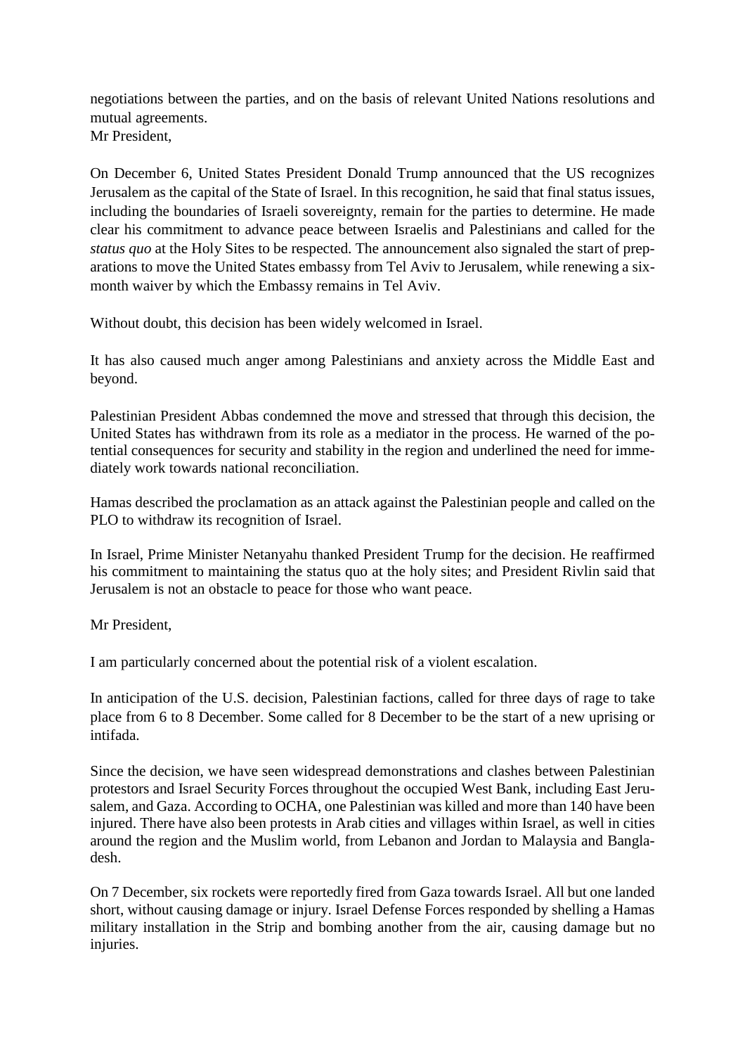negotiations between the parties, and on the basis of relevant United Nations resolutions and mutual agreements.
Mr President,

On December 6, United States President Donald Trump announced that the US recognizes Jerusalem as the capital of the State of Israel. In this recognition, he said that final status issues, including the boundaries of Israeli sovereignty, remain for the parties to determine. He made clear his commitment to advance peace between Israelis and Palestinians and called for the *status quo* at the Holy Sites to be respected. The announcement also signaled the start of preparations to move the United States embassy from Tel Aviv to Jerusalem, while renewing a six-month waiver by which the Embassy remains in Tel Aviv.

Without doubt, this decision has been widely welcomed in Israel.

It has also caused much anger among Palestinians and anxiety across the Middle East and beyond.

Palestinian President Abbas condemned the move and stressed that through this decision, the United States has withdrawn from its role as a mediator in the process. He warned of the potential consequences for security and stability in the region and underlined the need for immediately work towards national reconciliation.

Hamas described the proclamation as an attack against the Palestinian people and called on the PLO to withdraw its recognition of Israel.

In Israel, Prime Minister Netanyahu thanked President Trump for the decision. He reaffirmed his commitment to maintaining the status quo at the holy sites; and President Rivlin said that Jerusalem is not an obstacle to peace for those who want peace.

Mr President,

I am particularly concerned about the potential risk of a violent escalation.

In anticipation of the U.S. decision, Palestinian factions, called for three days of rage to take place from 6 to 8 December. Some called for 8 December to be the start of a new uprising or intifada.

Since the decision, we have seen widespread demonstrations and clashes between Palestinian protestors and Israel Security Forces throughout the occupied West Bank, including East Jerusalem, and Gaza. According to OCHA, one Palestinian was killed and more than 140 have been injured. There have also been protests in Arab cities and villages within Israel, as well in cities around the region and the Muslim world, from Lebanon and Jordan to Malaysia and Bangladesh.

On 7 December, six rockets were reportedly fired from Gaza towards Israel. All but one landed short, without causing damage or injury. Israel Defense Forces responded by shelling a Hamas military installation in the Strip and bombing another from the air, causing damage but no injuries.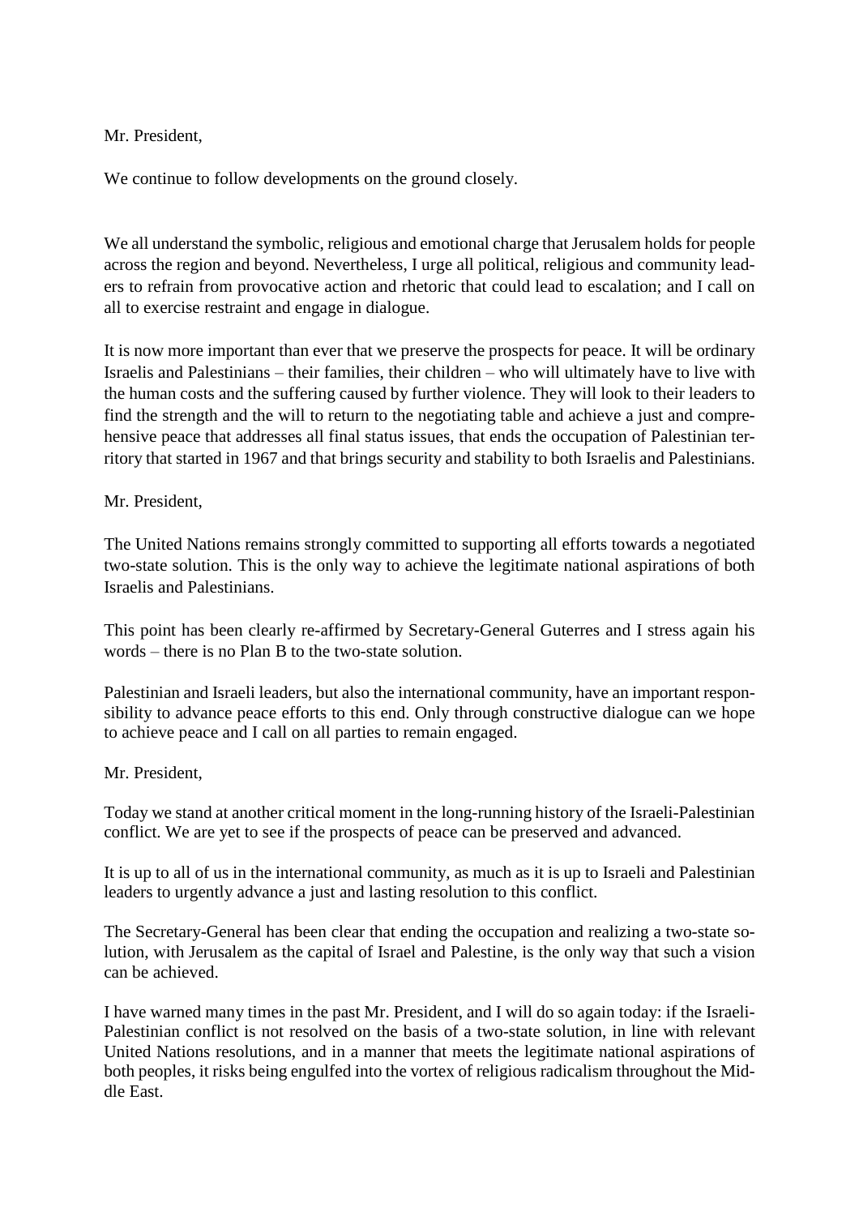Mr. President,

We continue to follow developments on the ground closely.

We all understand the symbolic, religious and emotional charge that Jerusalem holds for people across the region and beyond. Nevertheless, I urge all political, religious and community leaders to refrain from provocative action and rhetoric that could lead to escalation; and I call on all to exercise restraint and engage in dialogue.

It is now more important than ever that we preserve the prospects for peace. It will be ordinary Israelis and Palestinians – their families, their children – who will ultimately have to live with the human costs and the suffering caused by further violence. They will look to their leaders to find the strength and the will to return to the negotiating table and achieve a just and comprehensive peace that addresses all final status issues, that ends the occupation of Palestinian territory that started in 1967 and that brings security and stability to both Israelis and Palestinians.

Mr. President,

The United Nations remains strongly committed to supporting all efforts towards a negotiated two-state solution. This is the only way to achieve the legitimate national aspirations of both Israelis and Palestinians.

This point has been clearly re-affirmed by Secretary-General Guterres and I stress again his words – there is no Plan B to the two-state solution.

Palestinian and Israeli leaders, but also the international community, have an important responsibility to advance peace efforts to this end. Only through constructive dialogue can we hope to achieve peace and I call on all parties to remain engaged.

Mr. President,

Today we stand at another critical moment in the long-running history of the Israeli-Palestinian conflict. We are yet to see if the prospects of peace can be preserved and advanced.

It is up to all of us in the international community, as much as it is up to Israeli and Palestinian leaders to urgently advance a just and lasting resolution to this conflict.

The Secretary-General has been clear that ending the occupation and realizing a two-state solution, with Jerusalem as the capital of Israel and Palestine, is the only way that such a vision can be achieved.

I have warned many times in the past Mr. President, and I will do so again today: if the Israeli-Palestinian conflict is not resolved on the basis of a two-state solution, in line with relevant United Nations resolutions, and in a manner that meets the legitimate national aspirations of both peoples, it risks being engulfed into the vortex of religious radicalism throughout the Middle East.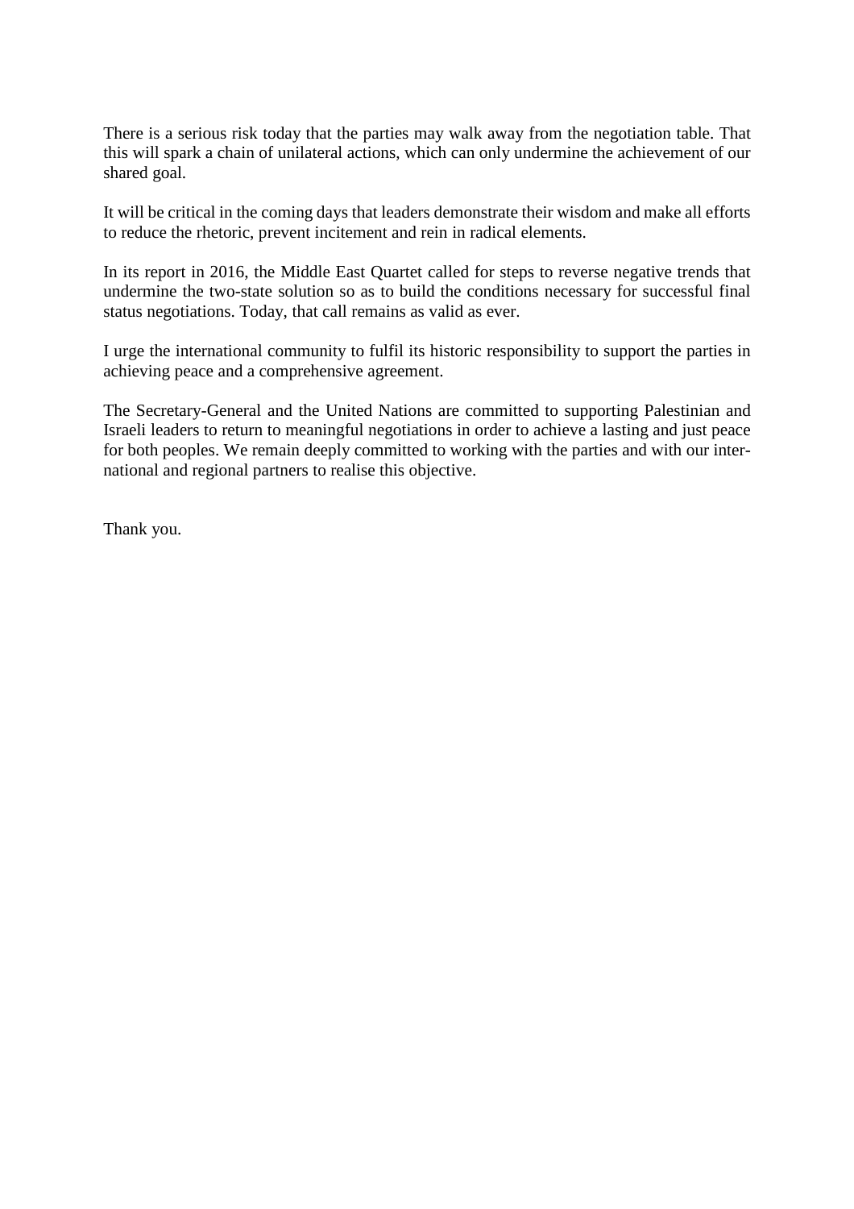There is a serious risk today that the parties may walk away from the negotiation table. That this will spark a chain of unilateral actions, which can only undermine the achievement of our shared goal.

It will be critical in the coming days that leaders demonstrate their wisdom and make all efforts to reduce the rhetoric, prevent incitement and rein in radical elements.

In its report in 2016, the Middle East Quartet called for steps to reverse negative trends that undermine the two-state solution so as to build the conditions necessary for successful final status negotiations. Today, that call remains as valid as ever.

I urge the international community to fulfil its historic responsibility to support the parties in achieving peace and a comprehensive agreement.

The Secretary-General and the United Nations are committed to supporting Palestinian and Israeli leaders to return to meaningful negotiations in order to achieve a lasting and just peace for both peoples. We remain deeply committed to working with the parties and with our international and regional partners to realise this objective.

Thank you.